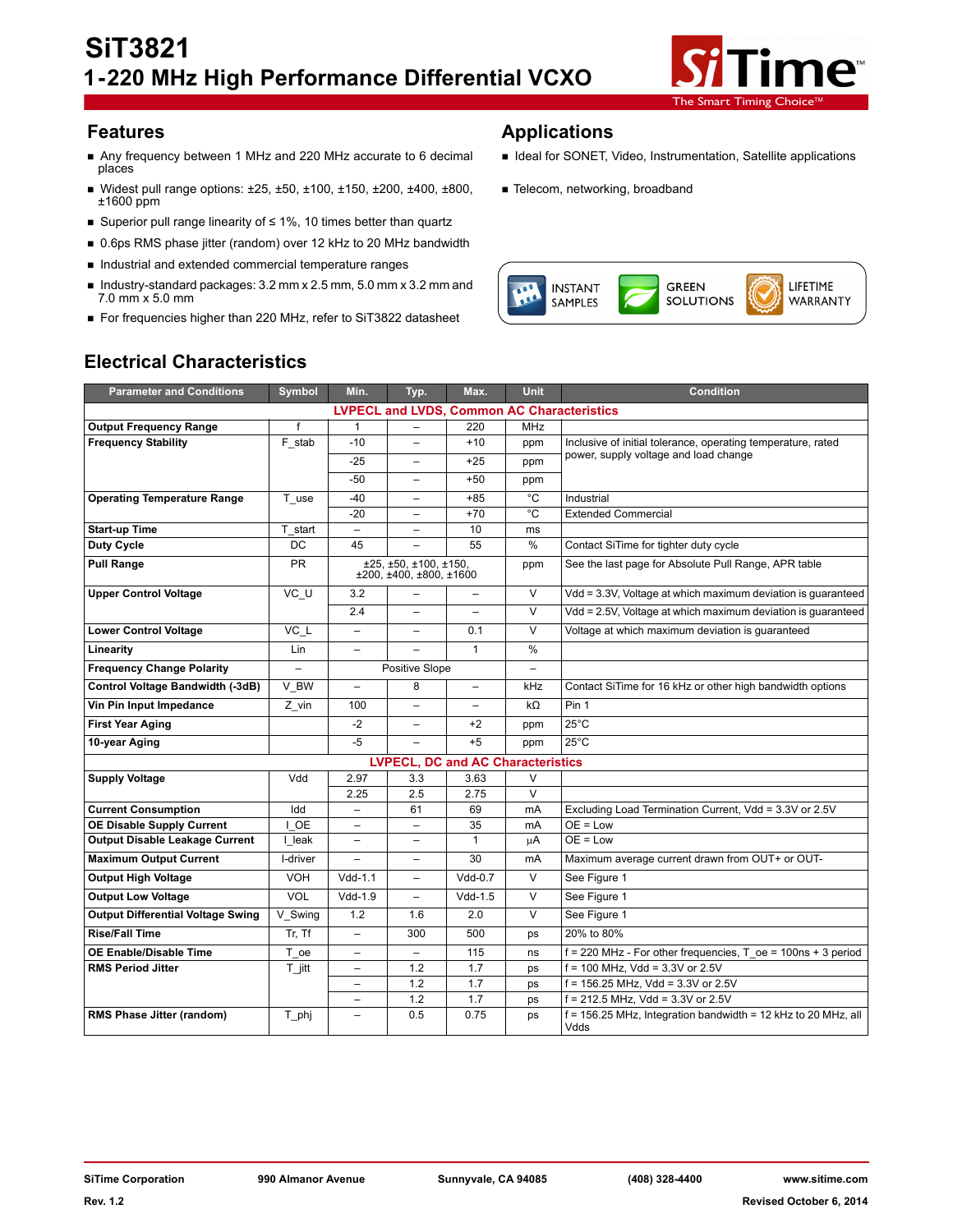# SiT3821

## 1-220 MHz High Performance Differential VCXO

## Features

- Any frequency between 1 MHz and 220 MHz accurate to 6 decimal places
- Widest pull range options: ±25, ±50, ±100, ±150, ±200, ±400, ±800, ±1600 ppm
- Superior pull range linearity of ≤ 1%, 10 times better than quartz
- 0.6ps RMS phase jitter (random) over 12 kHz to 20 MHz bandwidth
- Industrial and extended commercial temperature ranges
- Industry-standard packages: 3.2 mm x 2.5 mm, 5.0 mm x 3.2 mm and 7.0 mm x 5.0 mm
- For frequencies higher than 220 MHz, refer to SiT3822 datasheet

## Applications

- Ideal for SONET, Video, Instrumentation, Satellite applications
- Telecom, networking, broadband

INSTANT SAMPLES | GREEN SOLUTIONS | LIFETIME WARRANTY

## Electrical Characteristics

| Parameter and Conditions | Symbol | Min. | Typ. | Max. | Unit | Condition |
|---|---|---|---|---|---|---|
| **LVPECL and LVDS, Common AC Characteristics** | | | | | | |
| **Output Frequency Range** | f | 1 | – | 220 | MHz | |
| **Frequency Stability** | F_stab | -10 | – | +10 | ppm | Inclusive of initial tolerance, operating temperature, rated power, supply voltage and load change |
| | | -25 | – | +25 | ppm | |
| | | -50 | – | +50 | ppm | |
| **Operating Temperature Range** | T_use | -40 | – | +85 | °C | Industrial |
| | | -20 | – | +70 | °C | Extended Commercial |
| **Start-up Time** | T_start | – | – | 10 | ms | |
| **Duty Cycle** | DC | 45 | – | 55 | % | Contact SiTime for tighter duty cycle |
| **Pull Range** | PR | ±25, ±50, ±100, ±150, ±200, ±400, ±800, ±1600 | | | ppm | See the last page for Absolute Pull Range, APR table |
| **Upper Control Voltage** | VC_U | 3.2 | – | – | V | Vdd = 3.3V, Voltage at which maximum deviation is guaranteed |
| | | 2.4 | – | – | V | Vdd = 2.5V, Voltage at which maximum deviation is guaranteed |
| **Lower Control Voltage** | VC_L | – | – | 0.1 | V | Voltage at which maximum deviation is guaranteed |
| **Linearity** | Lin | – | – | 1 | % | |
| **Frequency Change Polarity** | – | Positive Slope | | | – | |
| **Control Voltage Bandwidth (-3dB)** | V_BW | – | 8 | – | kHz | Contact SiTime for 16 kHz or other high bandwidth options |
| **Vin Pin Input Impedance** | Z_vin | 100 | – | – | kΩ | Pin 1 |
| **First Year Aging** | | -2 | – | +2 | ppm | 25°C |
| **10-year Aging** | | -5 | – | +5 | ppm | 25°C |
| **LVPECL, DC and AC Characteristics** | | | | | | |
| **Supply Voltage** | Vdd | 2.97 | 3.3 | 3.63 | V | |
| | | 2.25 | 2.5 | 2.75 | V | |
| **Current Consumption** | Idd | – | 61 | 69 | mA | Excluding Load Termination Current, Vdd = 3.3V or 2.5V |
| **OE Disable Supply Current** | I_OE | – | – | 35 | mA | OE = Low |
| **Output Disable Leakage Current** | I_leak | – | – | 1 | µA | OE = Low |
| **Maximum Output Current** | I-driver | – | – | 30 | mA | Maximum average current drawn from OUT+ or OUT- |
| **Output High Voltage** | VOH | Vdd-1.1 | – | Vdd-0.7 | V | See Figure 1 |
| **Output Low Voltage** | VOL | Vdd-1.9 | – | Vdd-1.5 | V | See Figure 1 |
| **Output Differential Voltage Swing** | V_Swing | 1.2 | 1.6 | 2.0 | V | See Figure 1 |
| **Rise/Fall Time** | Tr, Tf | – | 300 | 500 | ps | 20% to 80% |
| **OE Enable/Disable Time** | T_oe | – | – | 115 | ns | f = 220 MHz - For other frequencies, T_oe = 100ns + 3 period |
| **RMS Period Jitter** | T_jitt | – | 1.2 | 1.7 | ps | f = 100 MHz, Vdd = 3.3V or 2.5V |
| | | – | 1.2 | 1.7 | ps | f = 156.25 MHz, Vdd = 3.3V or 2.5V |
| | | – | 1.2 | 1.7 | ps | f = 212.5 MHz, Vdd = 3.3V or 2.5V |
| **RMS Phase Jitter (random)** | T_phj | – | 0.5 | 0.75 | ps | f = 156.25 MHz, Integration bandwidth = 12 kHz to 20 MHz, all Vdds |

SiTime Corporation | 990 Almanor Avenue | Sunnyvale, CA 94085 | (408) 328-4400 | www.sitime.com

Rev. 1.2 | Revised October 6, 2014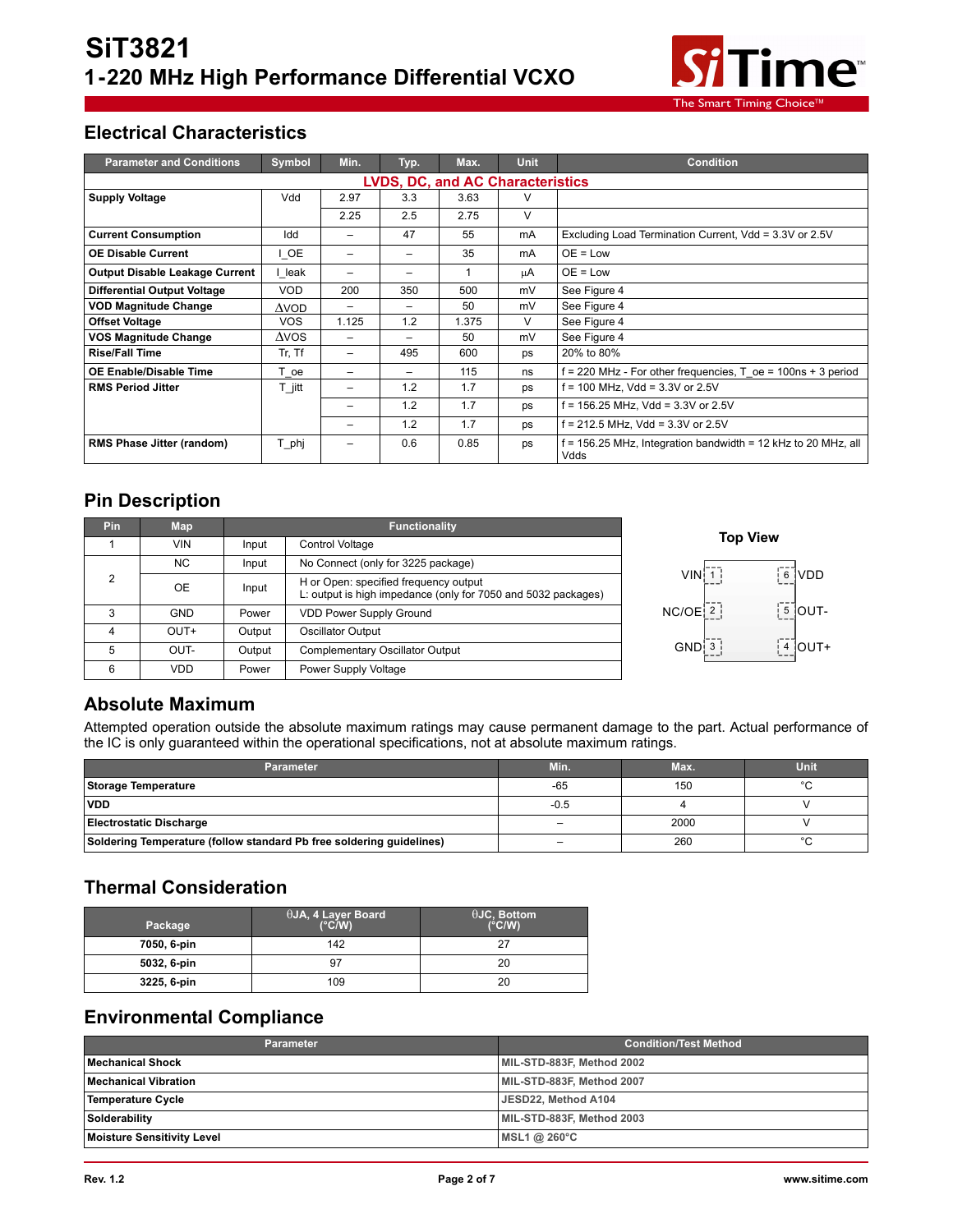# SiT3821
## 1-220 MHz High Performance Differential VCXO

## Electrical Characteristics

| Parameter and Conditions | Symbol | Min. | Typ. | Max. | Unit | Condition |
|---|---|---|---|---|---|---|
| **LVDS, DC, and AC Characteristics** | | | | | | |
| **Supply Voltage** | Vdd | 2.97 | 3.3 | 3.63 | V | |
| | | 2.25 | 2.5 | 2.75 | V | |
| **Current Consumption** | Idd | – | 47 | 55 | mA | Excluding Load Termination Current, Vdd = 3.3V or 2.5V |
| **OE Disable Current** | I_OE | – | – | 35 | mA | OE = Low |
| **Output Disable Leakage Current** | I_leak | – | – | 1 | µA | OE = Low |
| **Differential Output Voltage** | VOD | 200 | 350 | 500 | mV | See Figure 4 |
| **VOD Magnitude Change** | ΔVOD | – | – | 50 | mV | See Figure 4 |
| **Offset Voltage** | VOS | 1.125 | 1.2 | 1.375 | V | See Figure 4 |
| **VOS Magnitude Change** | ΔVOS | – | – | 50 | mV | See Figure 4 |
| **Rise/Fall Time** | Tr, Tf | – | 495 | 600 | ps | 20% to 80% |
| **OE Enable/Disable Time** | T_oe | – | – | 115 | ns | f = 220 MHz - For other frequencies, T_oe = 100ns + 3 period |
| **RMS Period Jitter** | T_jitt | – | 1.2 | 1.7 | ps | f = 100 MHz, Vdd = 3.3V or 2.5V |
| | | – | 1.2 | 1.7 | ps | f = 156.25 MHz, Vdd = 3.3V or 2.5V |
| | | – | 1.2 | 1.7 | ps | f = 212.5 MHz, Vdd = 3.3V or 2.5V |
| **RMS Phase Jitter (random)** | T_phj | – | 0.6 | 0.85 | ps | f = 156.25 MHz, Integration bandwidth = 12 kHz to 20 MHz, all Vdds |

## Pin Description

| Pin | Map | Functionality | |
|---|---|---|---|
| 1 | VIN | Input | Control Voltage |
| 2 | NC | Input | No Connect (only for 3225 package) |
| | OE | Input | H or Open: specified frequency output<br>L: output is high impedance (only for 7050 and 5032 packages) |
| 3 | GND | Power | VDD Power Supply Ground |
| 4 | OUT+ | Output | Oscillator Output |
| 5 | OUT- | Output | Complementary Oscillator Output |
| 6 | VDD | Power | Power Supply Voltage |

**Top View**

| Left | Pin | Pin | Right |
|---|---|---|---|
| VIN | 1 | 6 | VDD |
| NC/OE | 2 | 5 | OUT- |
| GND | 3 | 4 | OUT+ |

## Absolute Maximum

Attempted operation outside the absolute maximum ratings may cause permanent damage to the part. Actual performance of the IC is only guaranteed within the operational specifications, not at absolute maximum ratings.

| Parameter | Min. | Max. | Unit |
|---|---|---|---|
| **Storage Temperature** | -65 | 150 | °C |
| **VDD** | -0.5 | 4 | V |
| **Electrostatic Discharge** | – | 2000 | V |
| **Soldering Temperature (follow standard Pb free soldering guidelines)** | – | 260 | °C |

## Thermal Consideration

| Package | θJA, 4 Layer Board (°C/W) | θJC, Bottom (°C/W) |
|---|---|---|
| **7050, 6-pin** | 142 | 27 |
| **5032, 6-pin** | 97 | 20 |
| **3225, 6-pin** | 109 | 20 |

## Environmental Compliance

| Parameter | Condition/Test Method |
|---|---|
| **Mechanical Shock** | MIL-STD-883F, Method 2002 |
| **Mechanical Vibration** | MIL-STD-883F, Method 2007 |
| **Temperature Cycle** | JESD22, Method A104 |
| **Solderability** | MIL-STD-883F, Method 2003 |
| **Moisture Sensitivity Level** | MSL1 @ 260°C |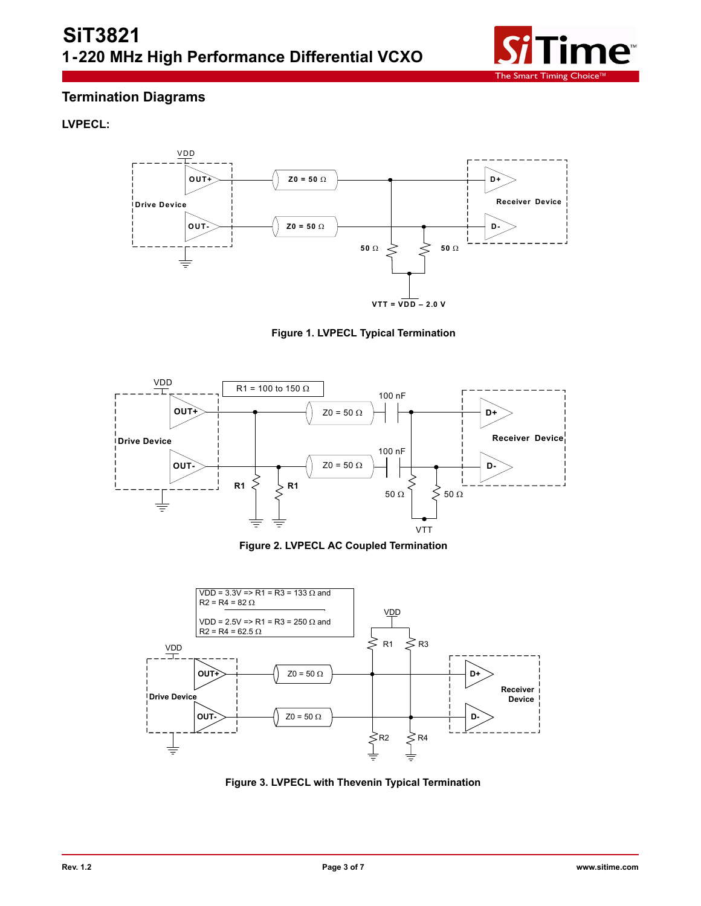## Termination Diagrams

### LVPECL:

Figure 1. LVPECL Typical Termination

Figure 2. LVPECL AC Coupled Termination

Figure 3. LVPECL with Thevenin Typical Termination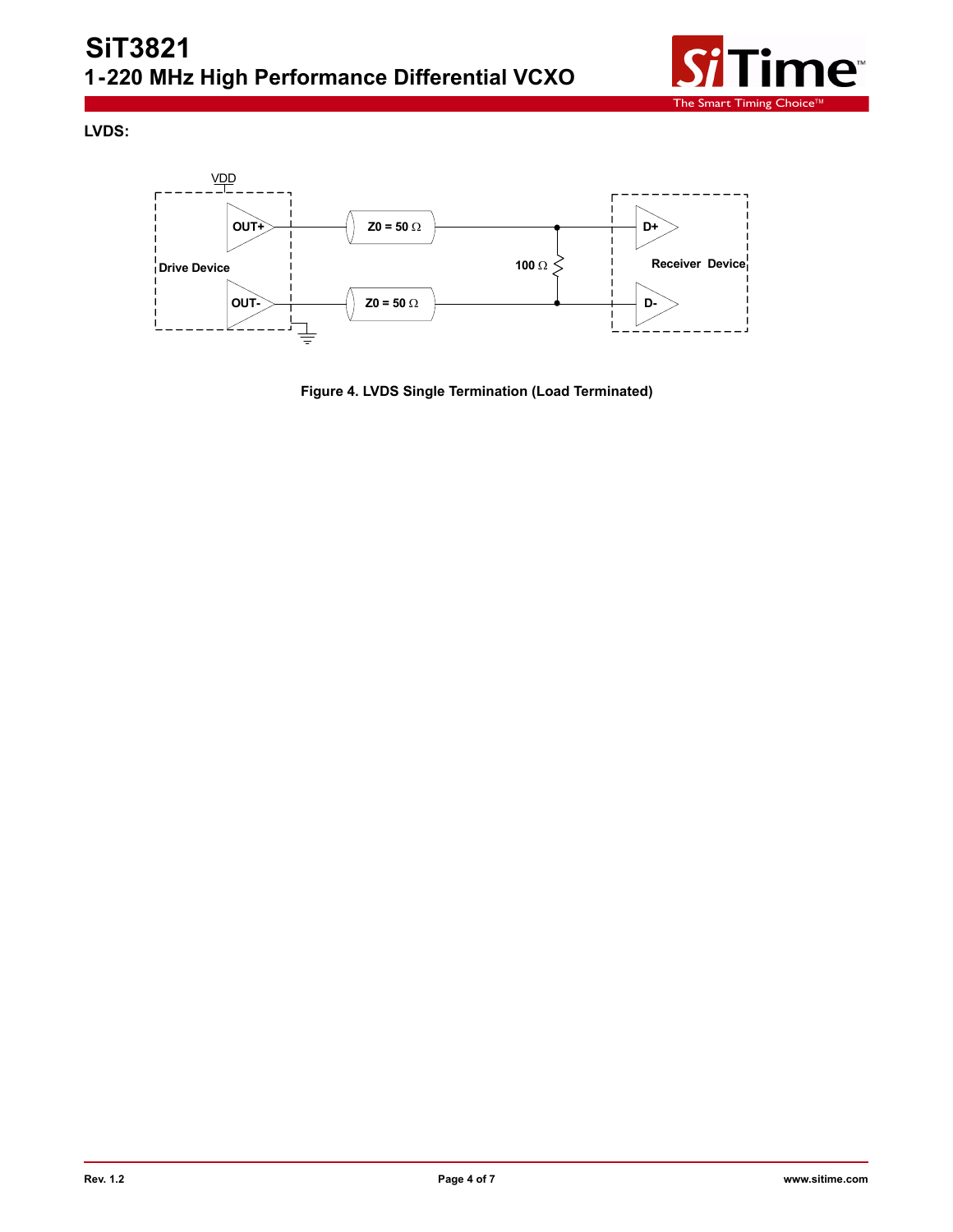**LVDS:**

Figure 4. LVDS Single Termination (Load Terminated)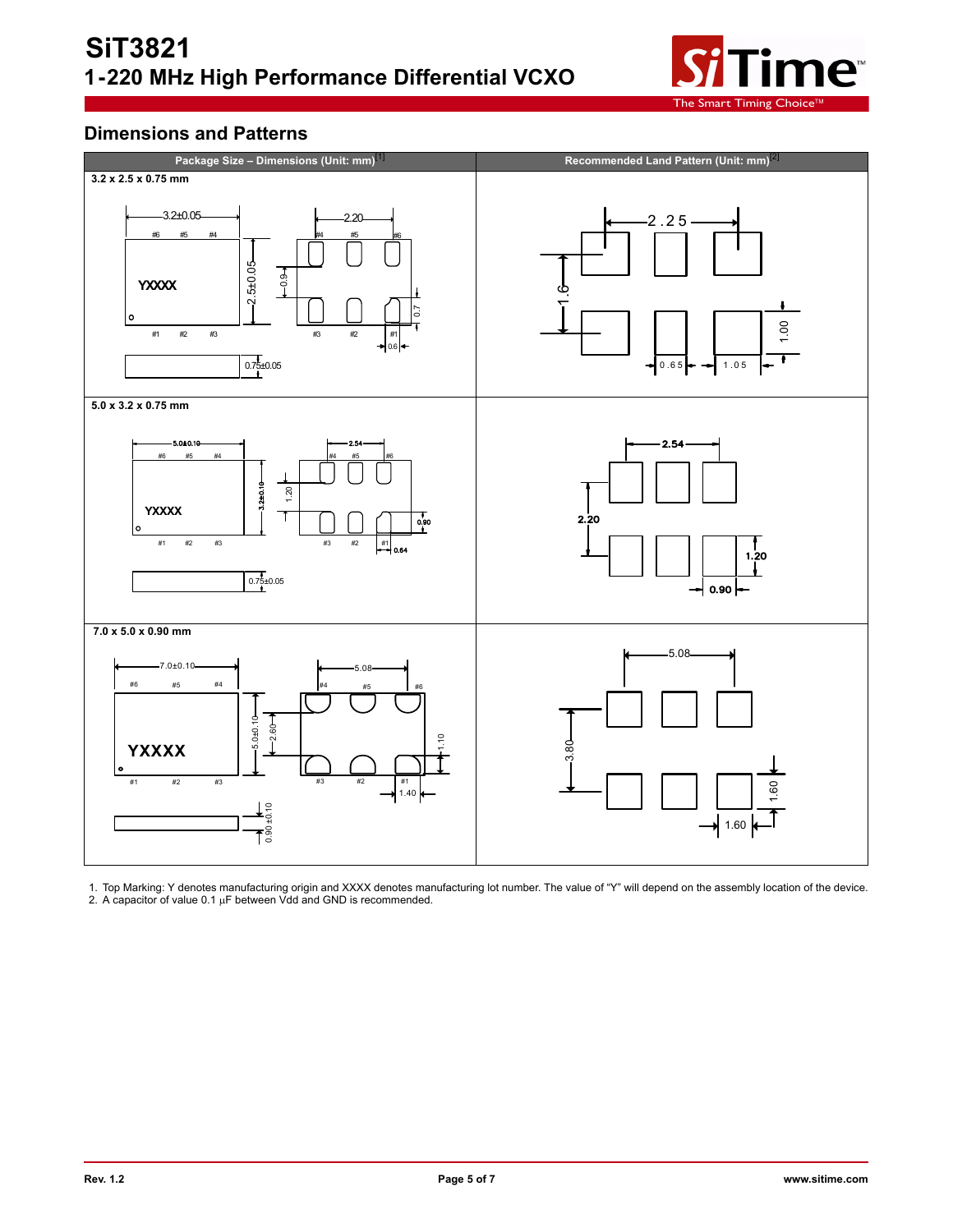## Dimensions and Patterns

| Package Size – Dimensions (Unit: mm)[1] | Recommended Land Pattern (Unit: mm)[2] |
|---|---|
| 3.2 x 2.5 x 0.75 mm | |
| 5.0 x 3.2 x 0.75 mm | |
| 7.0 x 5.0 x 0.90 mm | |

1. Top Marking: Y denotes manufacturing origin and XXXX denotes manufacturing lot number. The value of "Y" will depend on the assembly location of the device.
2. A capacitor of value 0.1 µF between Vdd and GND is recommended.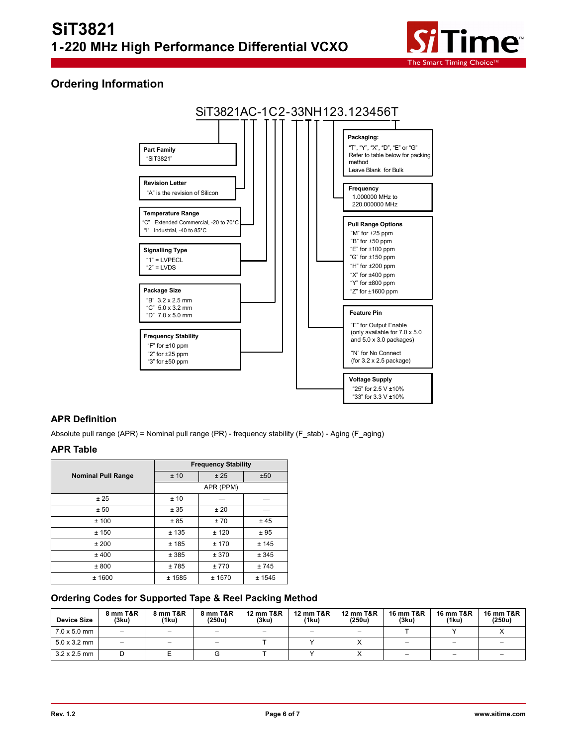## Ordering Information

SiT3821AC-1C2-33NH123.123456T

**Part Family**
"SiT3821"

**Revision Letter**
"A" is the revision of Silicon

**Temperature Range**
"C" Extended Commercial, -20 to 70°C
"I" Industrial, -40 to 85°C

**Signalling Type**
"1" = LVPECL
"2" = LVDS

**Package Size**
"B" 3.2 x 2.5 mm
"C" 5.0 x 3.2 mm
"D" 7.0 x 5.0 mm

**Frequency Stability**
"F" for ±10 ppm
"2" for ±25 ppm
"3" for ±50 ppm

**Packaging:**
"T", "Y", "X", "D", "E" or "G"
Refer to table below for packing method
Leave Blank for Bulk

**Frequency**
1.000000 MHz to
220.000000 MHz

**Pull Range Options**
"M" for ±25 ppm
"B" for ±50 ppm
"E" for ±100 ppm
"G" for ±150 ppm
"H" for ±200 ppm
"X" for ±400 ppm
"Y" for ±800 ppm
"Z" for ±1600 ppm

**Feature Pin**
"E" for Output Enable
(only available for 7.0 x 5.0 and 5.0 x 3.0 packages)

"N" for No Connect
(for 3.2 x 2.5 package)

**Voltage Supply**
"25" for 2.5 V ±10%
"33" for 3.3 V ±10%

## APR Definition

Absolute pull range (APR) = Nominal pull range (PR) - frequency stability (F_stab) - Aging (F_aging)

## APR Table

| Nominal Pull Range | Frequency Stability | | |
|---|---|---|---|
| | ± 10 | ± 25 | ±50 |
| | APR (PPM) | | |
| ± 25 | ± 10 | — | — |
| ± 50 | ± 35 | ± 20 | — |
| ± 100 | ± 85 | ± 70 | ± 45 |
| ± 150 | ± 135 | ± 120 | ± 95 |
| ± 200 | ± 185 | ± 170 | ± 145 |
| ± 400 | ± 385 | ± 370 | ± 345 |
| ± 800 | ± 785 | ± 770 | ± 745 |
| ± 1600 | ± 1585 | ± 1570 | ± 1545 |

## Ordering Codes for Supported Tape & Reel Packing Method

| Device Size | 8 mm T&R (3ku) | 8 mm T&R (1ku) | 8 mm T&R (250u) | 12 mm T&R (3ku) | 12 mm T&R (1ku) | 12 mm T&R (250u) | 16 mm T&R (3ku) | 16 mm T&R (1ku) | 16 mm T&R (250u) |
|---|---|---|---|---|---|---|---|---|---|
| 7.0 x 5.0 mm | – | – | – | – | – | – | T | Y | X |
| 5.0 x 3.2 mm | – | – | – | T | Y | X | – | – | – |
| 3.2 x 2.5 mm | D | E | G | T | Y | X | – | – | – |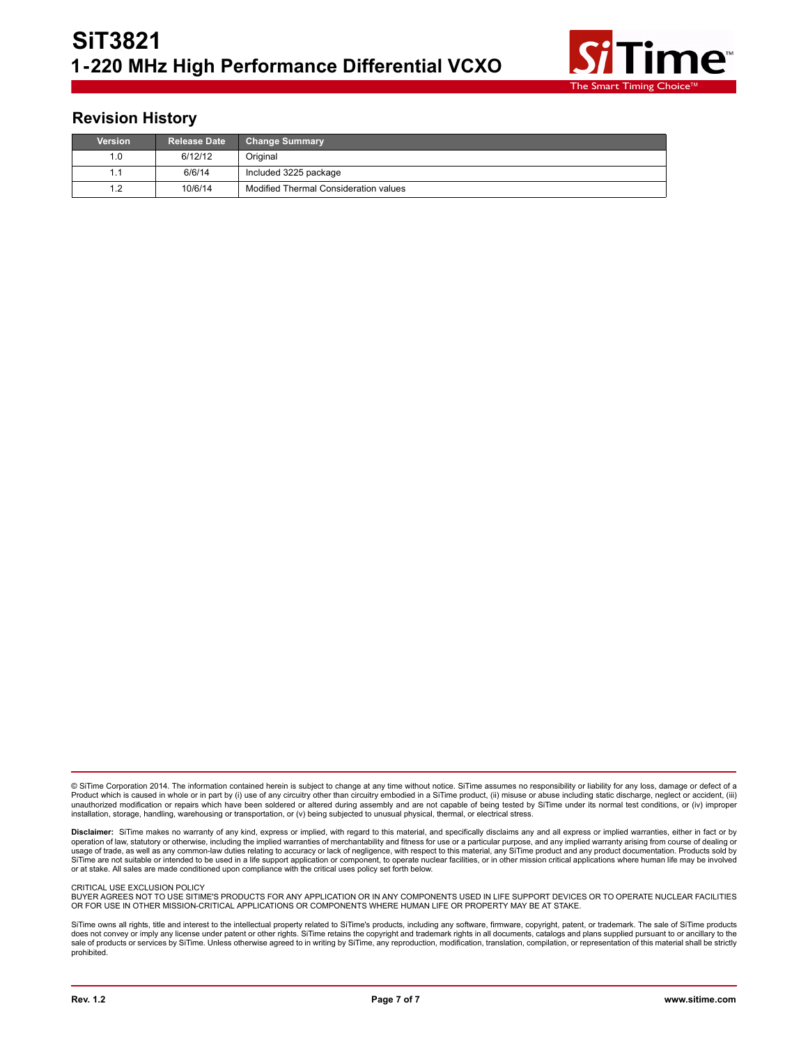## Revision History

| Version | Release Date | Change Summary |
|---|---|---|
| 1.0 | 6/12/12 | Original |
| 1.1 | 6/6/14 | Included 3225 package |
| 1.2 | 10/6/14 | Modified Thermal Consideration values |

© SiTime Corporation 2014. The information contained herein is subject to change at any time without notice. SiTime assumes no responsibility or liability for any loss, damage or defect of a Product which is caused in whole or in part by (i) use of any circuitry other than circuitry embodied in a SiTime product, (ii) misuse or abuse including static discharge, neglect or accident, (iii) unauthorized modification or repairs which have been soldered or altered during assembly and are not capable of being tested by SiTime under its normal test conditions, or (iv) improper installation, storage, handling, warehousing or transportation, or (v) being subjected to unusual physical, thermal, or electrical stress.

**Disclaimer:** SiTime makes no warranty of any kind, express or implied, with regard to this material, and specifically disclaims any and all express or implied warranties, either in fact or by operation of law, statutory or otherwise, including the implied warranties of merchantability and fitness for use or a particular purpose, and any implied warranty arising from course of dealing or usage of trade, as well as any common-law duties relating to accuracy or lack of negligence, with respect to this material, any SiTime product and any product documentation. Products sold by SiTime are not suitable or intended to be used in a life support application or component, to operate nuclear facilities, or in other mission critical applications where human life may be involved or at stake. All sales are made conditioned upon compliance with the critical uses policy set forth below.

CRITICAL USE EXCLUSION POLICY
BUYER AGREES NOT TO USE SITIME'S PRODUCTS FOR ANY APPLICATION OR IN ANY COMPONENTS USED IN LIFE SUPPORT DEVICES OR TO OPERATE NUCLEAR FACILITIES OR FOR USE IN OTHER MISSION-CRITICAL APPLICATIONS OR COMPONENTS WHERE HUMAN LIFE OR PROPERTY MAY BE AT STAKE.

SiTime owns all rights, title and interest to the intellectual property related to SiTime's products, including any software, firmware, copyright, patent, or trademark. The sale of SiTime products does not convey or imply any license under patent or other rights. SiTime retains the copyright and trademark rights in all documents, catalogs and plans supplied pursuant to or ancillary to the sale of products or services by SiTime. Unless otherwise agreed to in writing by SiTime, any reproduction, modification, translation, compilation, or representation of this material shall be strictly prohibited.